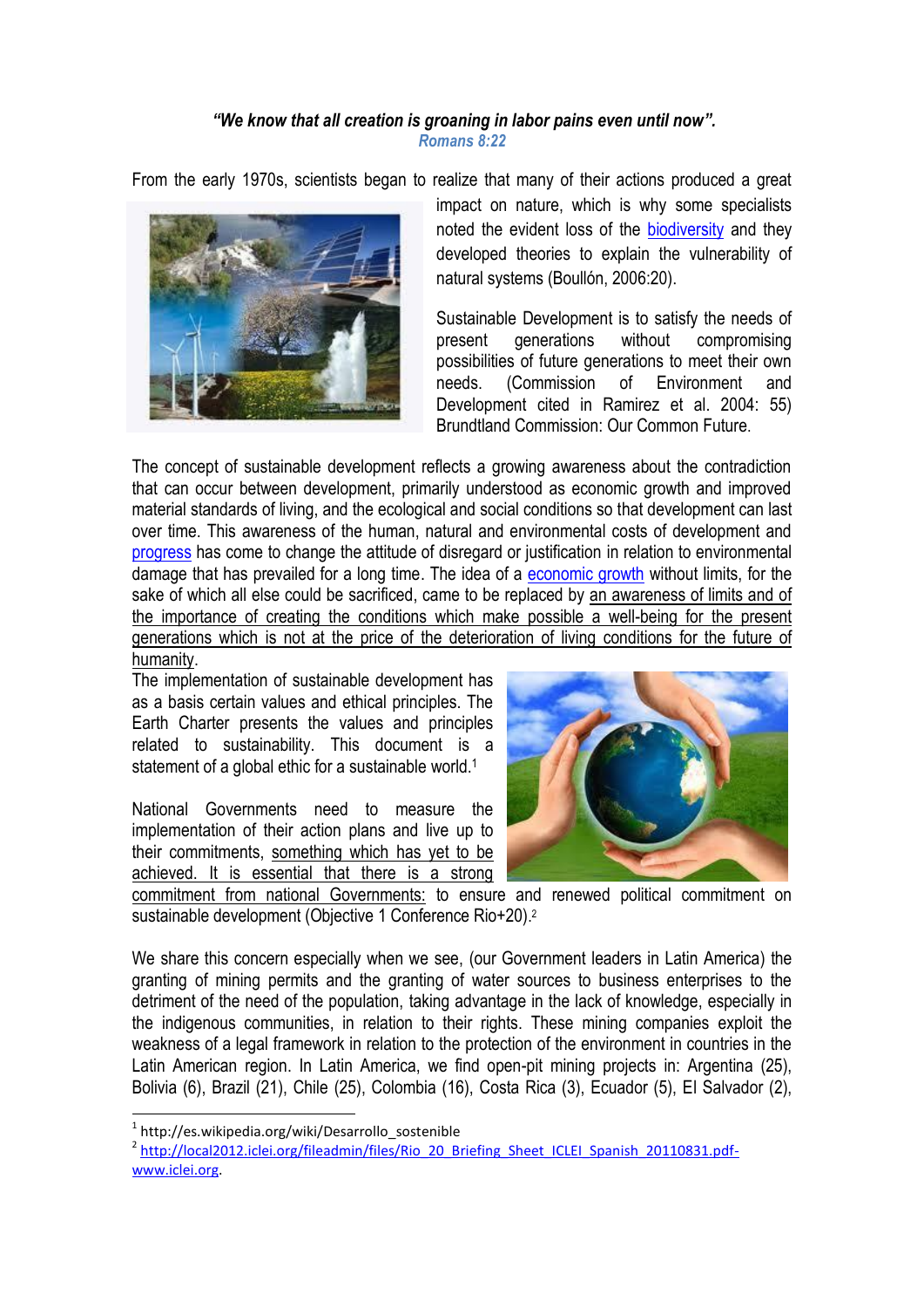*"We know that all creation is groaning in labor pains even until now".*
*Romans 8:22*

From the early 1970s, scientists began to realize that many of their actions produced a great impact on nature, which is why some specialists noted the evident loss of the biodiversity and they developed theories to explain the vulnerability of natural systems (Boullón, 2006:20).

Sustainable Development is to satisfy the needs of present generations without compromising possibilities of future generations to meet their own needs. (Commission of Environment and Development cited in Ramirez et al. 2004: 55) Brundtland Commission: Our Common Future.

The concept of sustainable development reflects a growing awareness about the contradiction that can occur between development, primarily understood as economic growth and improved material standards of living, and the ecological and social conditions so that development can last over time. This awareness of the human, natural and environmental costs of development and progress has come to change the attitude of disregard or justification in relation to environmental damage that has prevailed for a long time. The idea of a economic growth without limits, for the sake of which all else could be sacrificed, came to be replaced by an awareness of limits and of the importance of creating the conditions which make possible a well-being for the present generations which is not at the price of the deterioration of living conditions for the future of humanity.

The implementation of sustainable development has as a basis certain values and ethical principles. The Earth Charter presents the values and principles related to sustainability. This document is a statement of a global ethic for a sustainable world.[1]

National Governments need to measure the implementation of their action plans and live up to their commitments, something which has yet to be achieved. It is essential that there is a strong commitment from national Governments: to ensure and renewed political commitment on sustainable development (Objective 1 Conference Rio+20).[2]

We share this concern especially when we see, (our Government leaders in Latin America) the granting of mining permits and the granting of water sources to business enterprises to the detriment of the need of the population, taking advantage in the lack of knowledge, especially in the indigenous communities, in relation to their rights. These mining companies exploit the weakness of a legal framework in relation to the protection of the environment in countries in the Latin American region. In Latin America, we find open-pit mining projects in: Argentina (25), Bolivia (6), Brazil (21), Chile (25), Colombia (16), Costa Rica (3), Ecuador (5), El Salvador (2),

---

[1] http://es.wikipedia.org/wiki/Desarrollo_sostenible

[2] http://local2012.iclei.org/fileadmin/files/Rio_20_Briefing_Sheet_ICLEI_Spanish_20110831.pdf-www.iclei.org.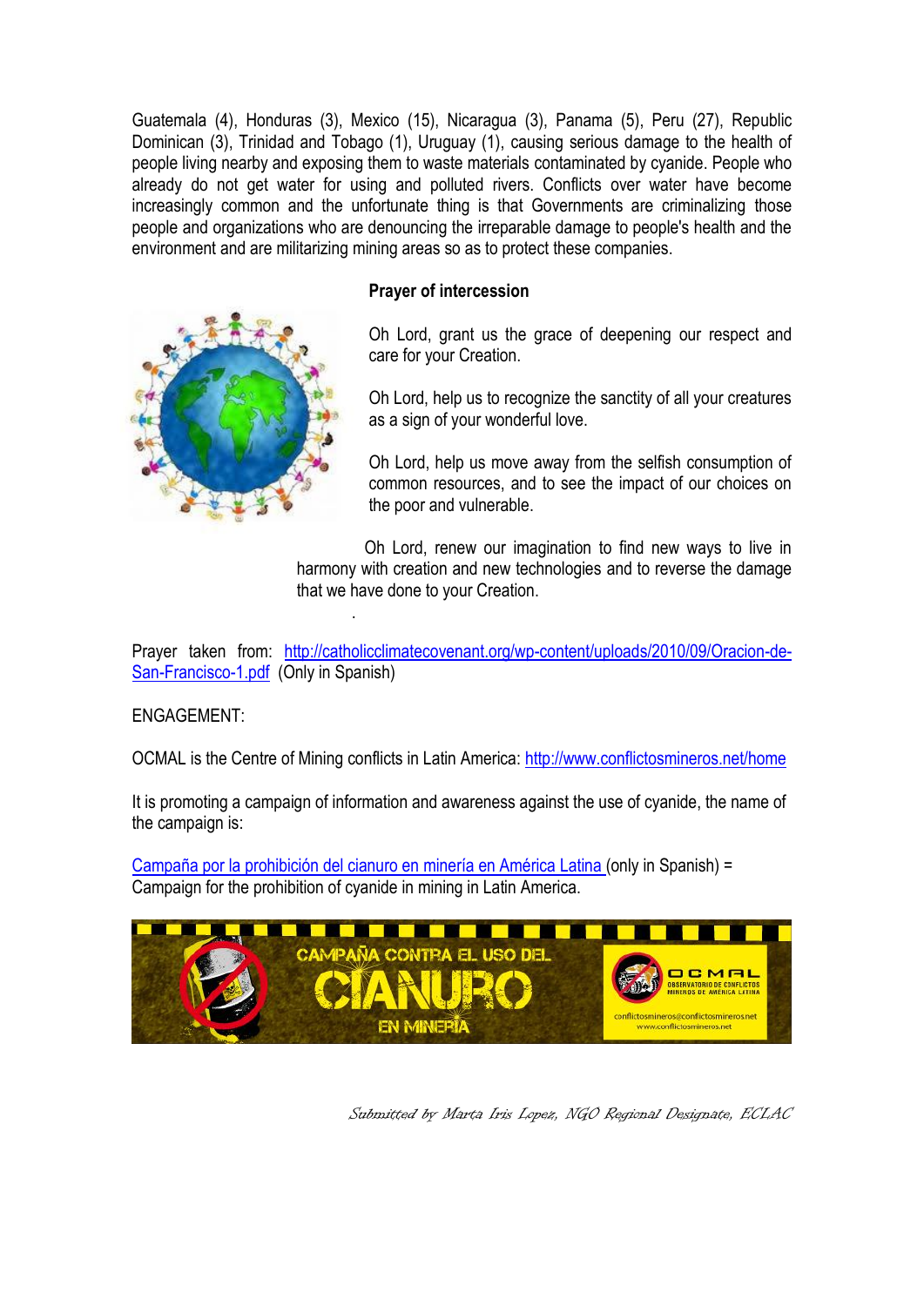Guatemala (4), Honduras (3), Mexico (15), Nicaragua (3), Panama (5), Peru (27), Republic Dominican (3), Trinidad and Tobago (1), Uruguay (1), causing serious damage to the health of people living nearby and exposing them to waste materials contaminated by cyanide. People who already do not get water for using and polluted rivers. Conflicts over water have become increasingly common and the unfortunate thing is that Governments are criminalizing those people and organizations who are denouncing the irreparable damage to people's health and the environment and are militarizing mining areas so as to protect these companies.

**Prayer of intercession**

Oh Lord, grant us the grace of deepening our respect and care for your Creation.

Oh Lord, help us to recognize the sanctity of all your creatures as a sign of your wonderful love.

Oh Lord, help us move away from the selfish consumption of common resources, and to see the impact of our choices on the poor and vulnerable.

Oh Lord, renew our imagination to find new ways to live in harmony with creation and new technologies and to reverse the damage that we have done to your Creation.

Prayer taken from: [http://catholicclimatecovenant.org/wp-content/uploads/2010/09/Oracion-de-San-Francisco-1.pdf](http://catholicclimatecovenant.org/wp-content/uploads/2010/09/Oracion-de-San-Francisco-1.pdf) (Only in Spanish)

ENGAGEMENT:

OCMAL is the Centre of Mining conflicts in Latin America: [http://www.conflictosmineros.net/home](http://www.conflictosmineros.net/home)

It is promoting a campaign of information and awareness against the use of cyanide, the name of the campaign is:

Campaña por la prohibición del cianuro en minería en América Latina (only in Spanish) = Campaign for the prohibition of cyanide in mining in Latin America.

*Submitted by Marta Iris Lopez, NGO Regional Designate, ECLAC*